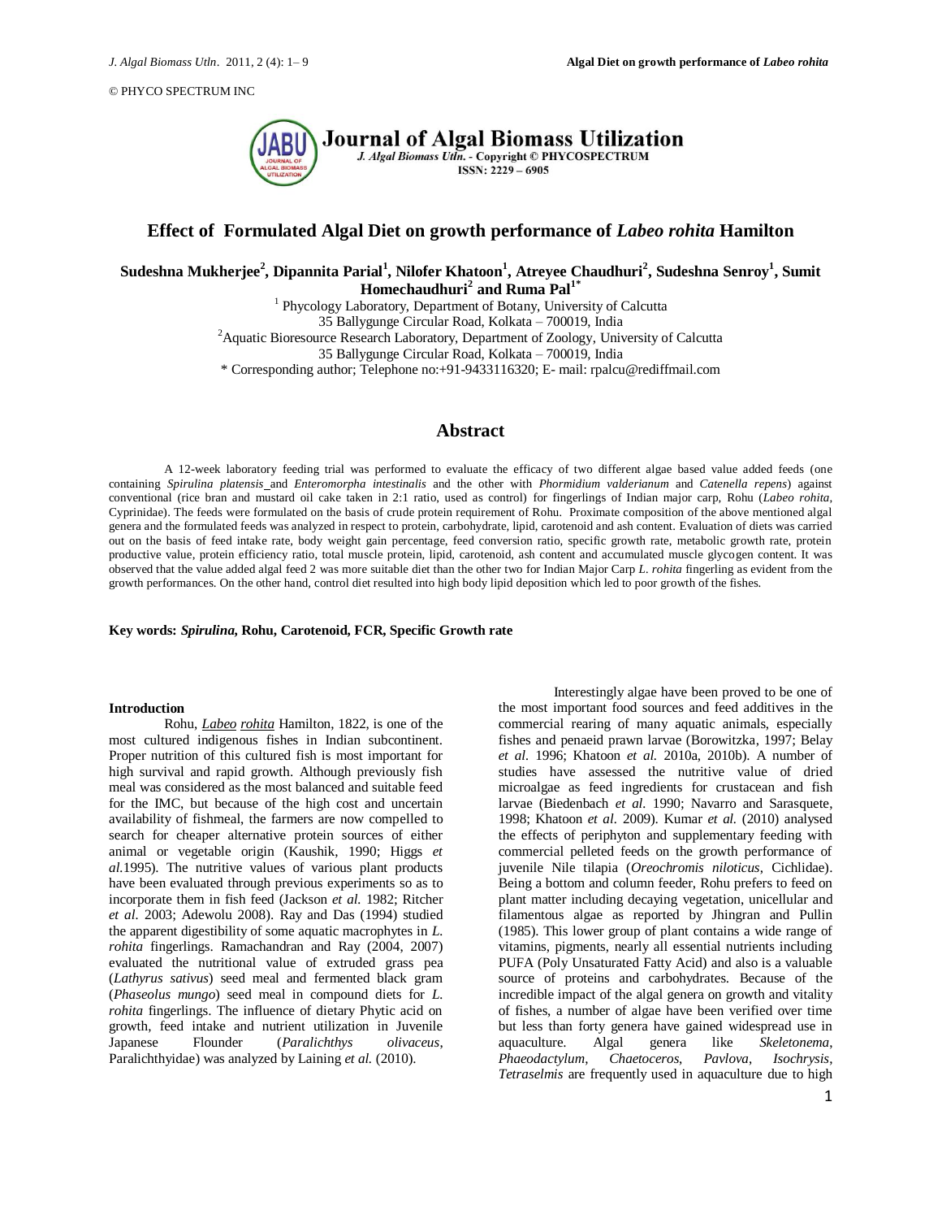© PHYCO SPECTRUM INC

Journal of Algal Biomass Utilization
J. Algal Biomass Utln. - Copyright © PHYCOSPECTRUM
ISSN: 2229 – 6905

# Effect of Formulated Algal Diet on growth performance of *Labeo rohita* Hamilton

**Sudeshna Mukherjee[2], Dipannita Parial[1], Nilofer Khatoon[1], Atreyee Chaudhuri[2], Sudeshna Senroy[1], Sumit Homechaudhuri[2] and Ruma Pal[1*]**

[1] Phycology Laboratory, Department of Botany, University of Calcutta
35 Ballygunge Circular Road, Kolkata – 700019, India
[2]Aquatic Bioresource Research Laboratory, Department of Zoology, University of Calcutta
35 Ballygunge Circular Road, Kolkata – 700019, India
\* Corresponding author; Telephone no:+91-9433116320; E- mail: rpalcu@rediffmail.com

## Abstract

A 12-week laboratory feeding trial was performed to evaluate the efficacy of two different algae based value added feeds (one containing *Spirulina platensis* and *Enteromorpha intestinalis* and the other with *Phormidium valderianum* and *Catenella repens*) against conventional (rice bran and mustard oil cake taken in 2:1 ratio, used as control) for fingerlings of Indian major carp, Rohu (*Labeo rohita*, Cyprinidae). The feeds were formulated on the basis of crude protein requirement of Rohu. Proximate composition of the above mentioned algal genera and the formulated feeds was analyzed in respect to protein, carbohydrate, lipid, carotenoid and ash content. Evaluation of diets was carried out on the basis of feed intake rate, body weight gain percentage, feed conversion ratio, specific growth rate, metabolic growth rate, protein productive value, protein efficiency ratio, total muscle protein, lipid, carotenoid, ash content and accumulated muscle glycogen content. It was observed that the value added algal feed 2 was more suitable diet than the other two for Indian Major Carp *L. rohita* fingerling as evident from the growth performances. On the other hand, control diet resulted into high body lipid deposition which led to poor growth of the fishes.

**Key words: *Spirulina*, Rohu, Carotenoid, FCR, Specific Growth rate**

### Introduction

Rohu, *Labeo rohita* Hamilton, 1822, is one of the most cultured indigenous fishes in Indian subcontinent. Proper nutrition of this cultured fish is most important for high survival and rapid growth. Although previously fish meal was considered as the most balanced and suitable feed for the IMC, but because of the high cost and uncertain availability of fishmeal, the farmers are now compelled to search for cheaper alternative protein sources of either animal or vegetable origin (Kaushik, 1990; Higgs *et al.*1995). The nutritive values of various plant products have been evaluated through previous experiments so as to incorporate them in fish feed (Jackson *et al.* 1982; Ritcher *et al.* 2003; Adewolu 2008). Ray and Das (1994) studied the apparent digestibility of some aquatic macrophytes in *L. rohita* fingerlings. Ramachandran and Ray (2004, 2007) evaluated the nutritional value of extruded grass pea (*Lathyrus sativus*) seed meal and fermented black gram (*Phaseolus mungo*) seed meal in compound diets for *L. rohita* fingerlings. The influence of dietary Phytic acid on growth, feed intake and nutrient utilization in Juvenile Japanese Flounder (*Paralichthys olivaceus*, Paralichthyidae) was analyzed by Laining *et al.* (2010).

Interestingly algae have been proved to be one of the most important food sources and feed additives in the commercial rearing of many aquatic animals, especially fishes and penaeid prawn larvae (Borowitzka, 1997; Belay *et al.* 1996; Khatoon *et al.* 2010a, 2010b). A number of studies have assessed the nutritive value of dried microalgae as feed ingredients for crustacean and fish larvae (Biedenbach *et al.* 1990; Navarro and Sarasquete, 1998; Khatoon *et al.* 2009). Kumar *et al.* (2010) analysed the effects of periphyton and supplementary feeding with commercial pelleted feeds on the growth performance of juvenile Nile tilapia (*Oreochromis niloticus*, Cichlidae). Being a bottom and column feeder, Rohu prefers to feed on plant matter including decaying vegetation, unicellular and filamentous algae as reported by Jhingran and Pullin (1985). This lower group of plant contains a wide range of vitamins, pigments, nearly all essential nutrients including PUFA (Poly Unsaturated Fatty Acid) and also is a valuable source of proteins and carbohydrates. Because of the incredible impact of the algal genera on growth and vitality of fishes, a number of algae have been verified over time but less than forty genera have gained widespread use in aquaculture. Algal genera like *Skeletonema*, *Phaeodactylum*, *Chaetoceros*, *Pavlova*, *Isochrysis*, *Tetraselmis* are frequently used in aquaculture due to high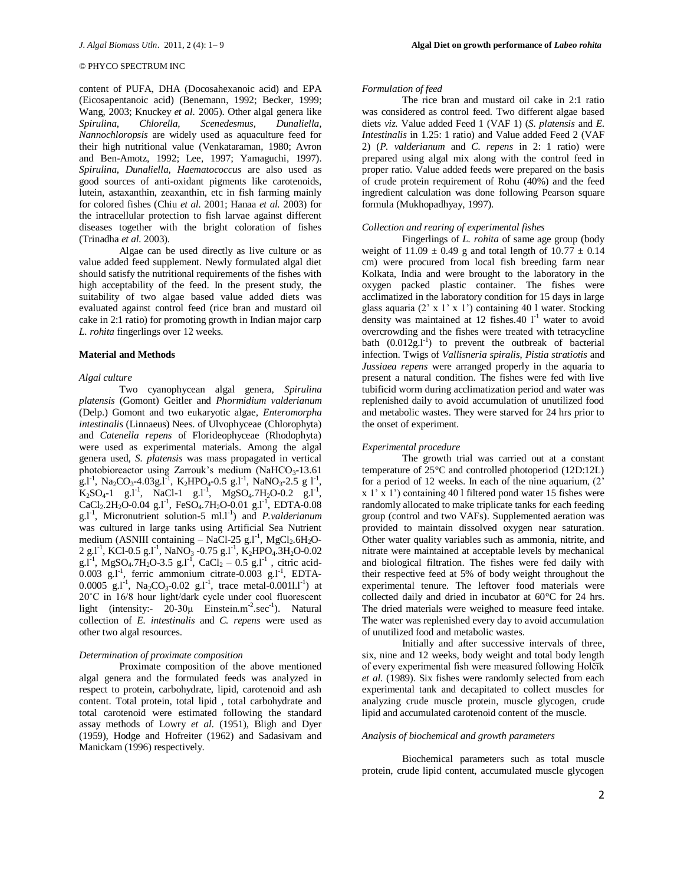content of PUFA, DHA (Docosahexanoic acid) and EPA (Eicosapentanoic acid) (Benemann, 1992; Becker, 1999; Wang, 2003; Knuckey *et al.* 2005). Other algal genera like *Spirulina*, *Chlorella, Scenedesmus, Dunaliella, Nannochloropsis* are widely used as aquaculture feed for their high nutritional value (Venkataraman, 1980; Avron and Ben-Amotz, 1992; Lee, 1997; Yamaguchi, 1997). *Spirulina*, *Dunaliella*, *Haematococcus* are also used as good sources of anti-oxidant pigments like carotenoids, lutein, astaxanthin, zeaxanthin, etc in fish farming mainly for colored fishes (Chiu *et al.* 2001; Hanaa *et al.* 2003) for the intracellular protection to fish larvae against different diseases together with the bright coloration of fishes (Trinadha *et al.* 2003).

Algae can be used directly as live culture or as value added feed supplement. Newly formulated algal diet should satisfy the nutritional requirements of the fishes with high acceptability of the feed. In the present study, the suitability of two algae based value added diets was evaluated against control feed (rice bran and mustard oil cake in 2:1 ratio) for promoting growth in Indian major carp *L. rohita* fingerlings over 12 weeks.

## Material and Methods

### *Algal culture*

Two cyanophycean algal genera, *Spirulina platensis* (Gomont) Geitler and *Phormidium valderianum* (Delp.) Gomont and two eukaryotic algae, *Enteromorpha intestinalis* (Linnaeus) Nees. of Ulvophyceae (Chlorophyta) and *Catenella repens* of Florideophyceae (Rhodophyta) were used as experimental materials. Among the algal genera used, *S. platensis* was mass propagated in vertical photobioreactor using Zarrouk's medium ($NaHCO_3$-13.61 g.l$^{-1}$, $Na_2CO_3$-4.03g.l$^{-1}$, $K_2HPO_4$-0.5 g.l$^{-1}$, $NaNO_3$-2.5 g l$^{-1}$, $K_2SO_4$-1 g.l$^{-1}$, NaCl-1 g.l$^{-1}$, $MgSO_4.7H_2O$-0.2 g.l$^{-1}$, $CaCl_2.2H_2O$-0.04 g.l$^{-1}$, $FeSO_4.7H_2O$-0.01 g.l$^{-1}$, EDTA-0.08 g.l$^{-1}$, Micronutrient solution-5 ml.l$^{-1}$) and *P.valderianum* was cultured in large tanks using Artificial Sea Nutrient medium (ASNIII containing – NaCl-25 g.l$^{-1}$, $MgCl_2.6H_2O$-2 g.l$^{-1}$, KCl-0.5 g.l$^{-1}$, $NaNO_3$ -0.75 g.l$^{-1}$, $K_2HPO_4.3H_2O$-0.02 g.l$^{-1}$, $MgSO_4.7H_2O$-3.5 g.l$^{-1}$, $CaCl_2$ – 0.5 g.l$^{-1}$ , citric acid-0.003 g.l$^{-1}$, ferric ammonium citrate-0.003 g.l$^{-1}$, EDTA-0.0005 g.l$^{-1}$, $Na_2CO_3$-0.02 g.l$^{-1}$, trace metal-0.001l.l$^{-1}$) at 20˚C in 16/8 hour light/dark cycle under cool fluorescent light (intensity:- 20-30μ Einstein.m$^{-2}$.sec$^{-1}$). Natural collection of *E. intestinalis* and *C. repens* were used as other two algal resources.

### *Determination of proximate composition*

Proximate composition of the above mentioned algal genera and the formulated feeds was analyzed in respect to protein, carbohydrate, lipid, carotenoid and ash content. Total protein, total lipid , total carbohydrate and total carotenoid were estimated following the standard assay methods of Lowry *et al.* (1951), Bligh and Dyer (1959), Hodge and Hofreiter (1962) and Sadasivam and Manickam (1996) respectively.

### *Formulation of feed*

The rice bran and mustard oil cake in 2:1 ratio was considered as control feed. Two different algae based diets *viz.* Value added Feed 1 (VAF 1) (*S. platensis* and *E. Intestinalis* in 1.25: 1 ratio) and Value added Feed 2 (VAF 2) (*P. valderianum* and *C. repens* in 2: 1 ratio) were prepared using algal mix along with the control feed in proper ratio. Value added feeds were prepared on the basis of crude protein requirement of Rohu (40%) and the feed ingredient calculation was done following Pearson square formula (Mukhopadhyay, 1997).

### *Collection and rearing of experimental fishes*

Fingerlings of *L. rohita* of same age group (body weight of 11.09 ± 0.49 g and total length of 10.77 ± 0.14 cm) were procured from local fish breeding farm near Kolkata, India and were brought to the laboratory in the oxygen packed plastic container. The fishes were acclimatized in the laboratory condition for 15 days in large glass aquaria (2' x 1' x 1') containing 40 l water. Stocking density was maintained at 12 fishes.40 l$^{-1}$ water to avoid overcrowding and the fishes were treated with tetracycline bath (0.012g.l$^{-1}$) to prevent the outbreak of bacterial infection. Twigs of *Vallisneria spiralis*, *Pistia stratiotis* and *Jussiaea repens* were arranged properly in the aquaria to present a natural condition. The fishes were fed with live tubificid worm during acclimatization period and water was replenished daily to avoid accumulation of unutilized food and metabolic wastes. They were starved for 24 hrs prior to the onset of experiment.

### *Experimental procedure*

The growth trial was carried out at a constant temperature of 25°C and controlled photoperiod (12D:12L) for a period of 12 weeks. In each of the nine aquarium, (2' x 1' x 1') containing 40 l filtered pond water 15 fishes were randomly allocated to make triplicate tanks for each feeding group (control and two VAFs). Supplemented aeration was provided to maintain dissolved oxygen near saturation. Other water quality variables such as ammonia, nitrite, and nitrate were maintained at acceptable levels by mechanical and biological filtration. The fishes were fed daily with their respective feed at 5% of body weight throughout the experimental tenure. The leftover food materials were collected daily and dried in incubator at 60°C for 24 hrs. The dried materials were weighed to measure feed intake. The water was replenished every day to avoid accumulation of unutilized food and metabolic wastes.

Initially and after successive intervals of three, six, nine and 12 weeks, body weight and total body length of every experimental fish were measured following Holčĭk *et al.* (1989). Six fishes were randomly selected from each experimental tank and decapitated to collect muscles for analyzing crude muscle protein, muscle glycogen, crude lipid and accumulated carotenoid content of the muscle.

### *Analysis of biochemical and growth parameters*

Biochemical parameters such as total muscle protein, crude lipid content, accumulated muscle glycogen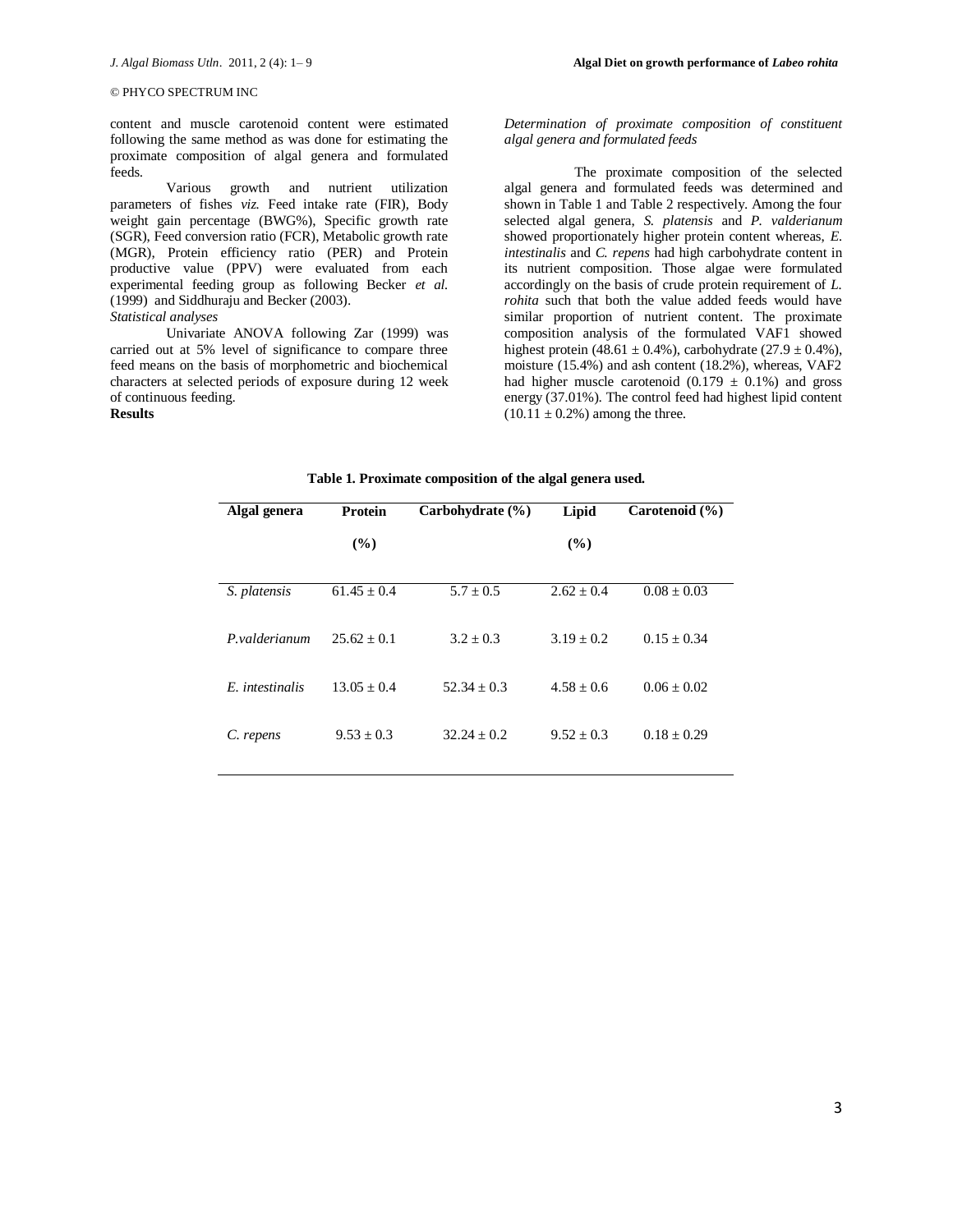content and muscle carotenoid content were estimated following the same method as was done for estimating the proximate composition of algal genera and formulated feeds.

Various growth and nutrient utilization parameters of fishes *viz.* Feed intake rate (FIR), Body weight gain percentage (BWG%), Specific growth rate (SGR), Feed conversion ratio (FCR), Metabolic growth rate (MGR), Protein efficiency ratio (PER) and Protein productive value (PPV) were evaluated from each experimental feeding group as following Becker *et al.* (1999) and Siddhuraju and Becker (2003).

*Statistical analyses*

Univariate ANOVA following Zar (1999) was carried out at 5% level of significance to compare three feed means on the basis of morphometric and biochemical characters at selected periods of exposure during 12 week of continuous feeding.

**Results**

*Determination of proximate composition of constituent algal genera and formulated feeds*

The proximate composition of the selected algal genera and formulated feeds was determined and shown in Table 1 and Table 2 respectively. Among the four selected algal genera, *S. platensis* and *P. valderianum* showed proportionately higher protein content whereas, *E. intestinalis* and *C. repens* had high carbohydrate content in its nutrient composition. Those algae were formulated accordingly on the basis of crude protein requirement of *L. rohita* such that both the value added feeds would have similar proportion of nutrient content. The proximate composition analysis of the formulated VAF1 showed highest protein (48.61 ± 0.4%), carbohydrate (27.9 ± 0.4%), moisture (15.4%) and ash content (18.2%), whereas, VAF2 had higher muscle carotenoid (0.179 ± 0.1%) and gross energy (37.01%). The control feed had highest lipid content (10.11 ± 0.2%) among the three.

**Table 1. Proximate composition of the algal genera used.**

| Algal genera | Protein (%) | Carbohydrate (%) | Lipid (%) | Carotenoid (%) |
|---|---|---|---|---|
| *S. platensis* | 61.45 ± 0.4 | 5.7 ± 0.5 | 2.62 ± 0.4 | 0.08 ± 0.03 |
| *P.valderianum* | 25.62 ± 0.1 | 3.2 ± 0.3 | 3.19 ± 0.2 | 0.15 ± 0.34 |
| *E. intestinalis* | 13.05 ± 0.4 | 52.34 ± 0.3 | 4.58 ± 0.6 | 0.06 ± 0.02 |
| *C. repens* | 9.53 ± 0.3 | 32.24 ± 0.2 | 9.52 ± 0.3 | 0.18 ± 0.29 |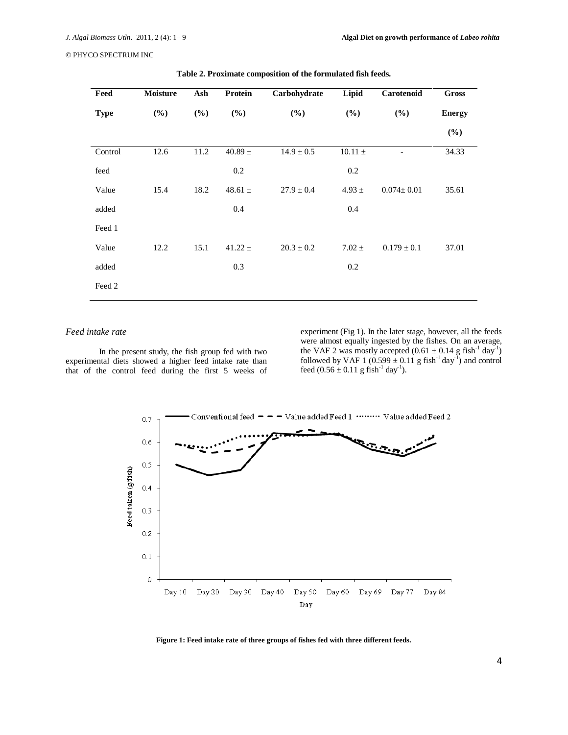**Table 2. Proximate composition of the formulated fish feeds.**

| Feed Type | Moisture (%) | Ash (%) | Protein (%) | Carbohydrate (%) | Lipid (%) | Carotenoid (%) | Gross Energy (%) |
|---|---|---|---|---|---|---|---|
| Control feed | 12.6 | 11.2 | 40.89 ± 0.2 | 14.9 ± 0.5 | 10.11 ± 0.2 | - | 34.33 |
| Value added Feed 1 | 15.4 | 18.2 | 48.61 ± 0.4 | 27.9 ± 0.4 | 4.93 ± 0.4 | 0.074± 0.01 | 35.61 |
| Value added Feed 2 | 12.2 | 15.1 | 41.22 ± 0.3 | 20.3 ± 0.2 | 7.02 ± 0.2 | 0.179 ± 0.1 | 37.01 |

*Feed intake rate*

In the present study, the fish group fed with two experimental diets showed a higher feed intake rate than that of the control feed during the first 5 weeks of experiment (Fig 1). In the later stage, however, all the feeds were almost equally ingested by the fishes. On an average, the VAF 2 was mostly accepted ($0.61 \pm 0.14$ g fish$^{-1}$ day$^{-1}$) followed by VAF 1 ($0.599 \pm 0.11$ g fish$^{-1}$ day$^{-1}$) and control feed ($0.56 \pm 0.11$ g fish$^{-1}$ day$^{-1}$).

**Figure 1: Feed intake rate of three groups of fishes fed with three different feeds.**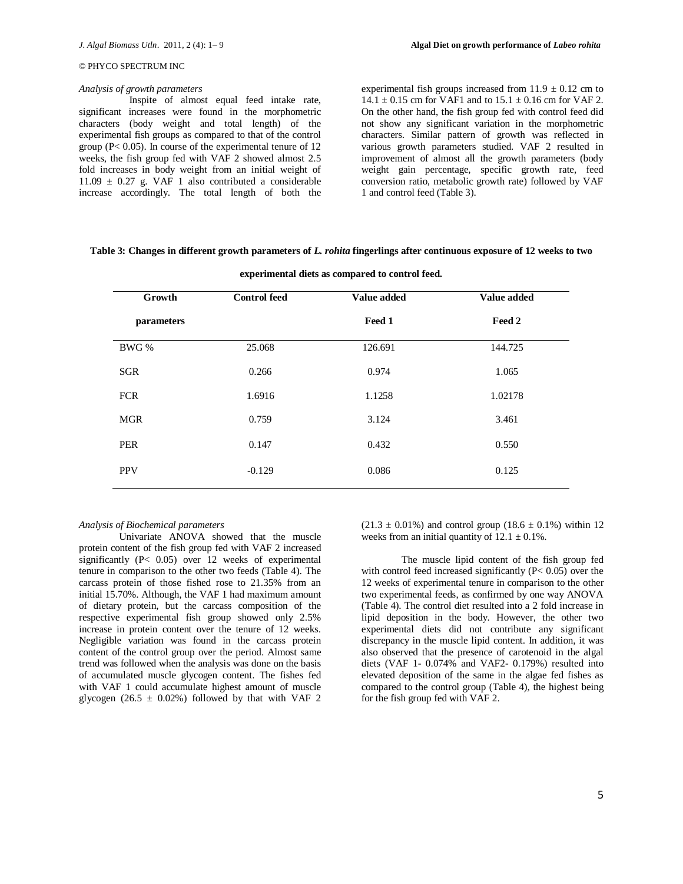*Analysis of growth parameters*

Inspite of almost equal feed intake rate, significant increases were found in the morphometric characters (body weight and total length) of the experimental fish groups as compared to that of the control group ($P< 0.05$). In course of the experimental tenure of 12 weeks, the fish group fed with VAF 2 showed almost 2.5 fold increases in body weight from an initial weight of 11.09 ± 0.27 g. VAF 1 also contributed a considerable increase accordingly. The total length of both the experimental fish groups increased from 11.9 ± 0.12 cm to 14.1 ± 0.15 cm for VAF1 and to 15.1 ± 0.16 cm for VAF 2. On the other hand, the fish group fed with control feed did not show any significant variation in the morphometric characters. Similar pattern of growth was reflected in various growth parameters studied. VAF 2 resulted in improvement of almost all the growth parameters (body weight gain percentage, specific growth rate, feed conversion ratio, metabolic growth rate) followed by VAF 1 and control feed (Table 3).

**Table 3: Changes in different growth parameters of *L. rohita* fingerlings after continuous exposure of 12 weeks to two experimental diets as compared to control feed.**

| Growth parameters | Control feed | Value added Feed 1 | Value added Feed 2 |
|---|---|---|---|
| BWG % | 25.068 | 126.691 | 144.725 |
| SGR | 0.266 | 0.974 | 1.065 |
| FCR | 1.6916 | 1.1258 | 1.02178 |
| MGR | 0.759 | 3.124 | 3.461 |
| PER | 0.147 | 0.432 | 0.550 |
| PPV | -0.129 | 0.086 | 0.125 |

*Analysis of Biochemical parameters*

Univariate ANOVA showed that the muscle protein content of the fish group fed with VAF 2 increased significantly ($P< 0.05$) over 12 weeks of experimental tenure in comparison to the other two feeds (Table 4). The carcass protein of those fished rose to 21.35% from an initial 15.70%. Although, the VAF 1 had maximum amount of dietary protein, but the carcass composition of the respective experimental fish group showed only 2.5% increase in protein content over the tenure of 12 weeks. Negligible variation was found in the carcass protein content of the control group over the period. Almost same trend was followed when the analysis was done on the basis of accumulated muscle glycogen content. The fishes fed with VAF 1 could accumulate highest amount of muscle glycogen (26.5 ± 0.02%) followed by that with VAF 2 (21.3 ± 0.01%) and control group (18.6 ± 0.1%) within 12 weeks from an initial quantity of 12.1 ± 0.1%.

The muscle lipid content of the fish group fed with control feed increased significantly ($P< 0.05$) over the 12 weeks of experimental tenure in comparison to the other two experimental feeds, as confirmed by one way ANOVA (Table 4). The control diet resulted into a 2 fold increase in lipid deposition in the body. However, the other two experimental diets did not contribute any significant discrepancy in the muscle lipid content. In addition, it was also observed that the presence of carotenoid in the algal diets (VAF 1- 0.074% and VAF2- 0.179%) resulted into elevated deposition of the same in the algae fed fishes as compared to the control group (Table 4), the highest being for the fish group fed with VAF 2.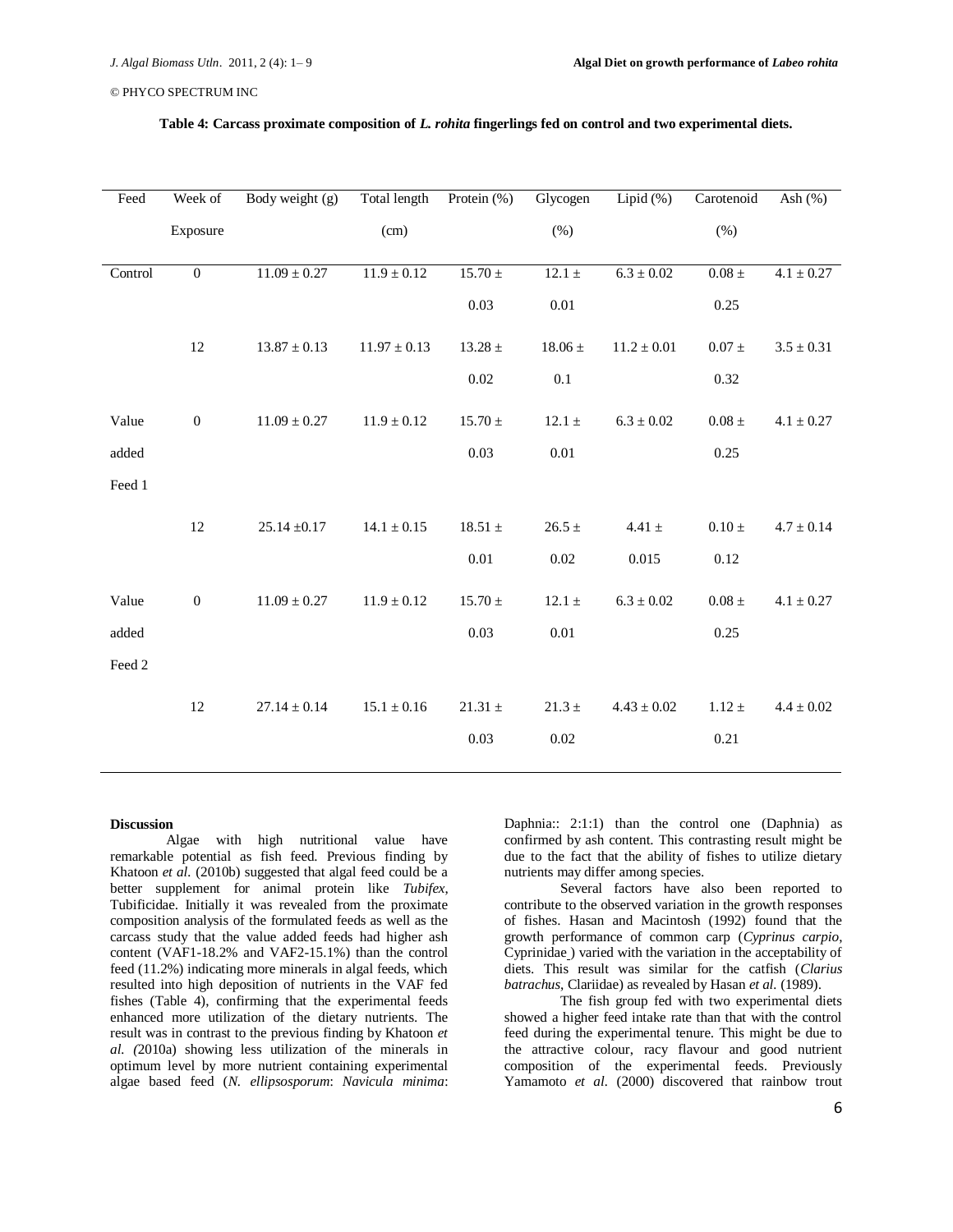**Table 4: Carcass proximate composition of *L. rohita* fingerlings fed on control and two experimental diets.**

| Feed | Week of Exposure | Body weight (g) | Total length (cm) | Protein (%) | Glycogen (%) | Lipid (%) | Carotenoid (%) | Ash (%) |
|---|---|---|---|---|---|---|---|---|
| Control | 0 | 11.09 ± 0.27 | 11.9 ± 0.12 | 15.70 ± 0.03 | 12.1 ± 0.01 | 6.3 ± 0.02 | 0.08 ± 0.25 | 4.1 ± 0.27 |
| | 12 | 13.87 ± 0.13 | 11.97 ± 0.13 | 13.28 ± 0.02 | 18.06 ± 0.1 | 11.2 ± 0.01 | 0.07 ± 0.32 | 3.5 ± 0.31 |
| Value added Feed 1 | 0 | 11.09 ± 0.27 | 11.9 ± 0.12 | 15.70 ± 0.03 | 12.1 ± 0.01 | 6.3 ± 0.02 | 0.08 ± 0.25 | 4.1 ± 0.27 |
| | 12 | 25.14 ±0.17 | 14.1 ± 0.15 | 18.51 ± 0.01 | 26.5 ± 0.02 | 4.41 ± 0.015 | 0.10 ± 0.12 | 4.7 ± 0.14 |
| Value added Feed 2 | 0 | 11.09 ± 0.27 | 11.9 ± 0.12 | 15.70 ± 0.03 | 12.1 ± 0.01 | 6.3 ± 0.02 | 0.08 ± 0.25 | 4.1 ± 0.27 |
| | 12 | 27.14 ± 0.14 | 15.1 ± 0.16 | 21.31 ± 0.03 | 21.3 ± 0.02 | 4.43 ± 0.02 | 1.12 ± 0.21 | 4.4 ± 0.02 |

**Discussion**

Algae with high nutritional value have remarkable potential as fish feed. Previous finding by Khatoon *et al*. (2010b) suggested that algal feed could be a better supplement for animal protein like *Tubifex*, Tubificidae. Initially it was revealed from the proximate composition analysis of the formulated feeds as well as the carcass study that the value added feeds had higher ash content (VAF1-18.2% and VAF2-15.1%) than the control feed (11.2%) indicating more minerals in algal feeds, which resulted into high deposition of nutrients in the VAF fed fishes (Table 4), confirming that the experimental feeds enhanced more utilization of the dietary nutrients. The result was in contrast to the previous finding by Khatoon *et al. (*2010a) showing less utilization of the minerals in optimum level by more nutrient containing experimental algae based feed (*N. ellipsosporum*: *Navicula minima*: Daphnia:: 2:1:1) than the control one (Daphnia) as confirmed by ash content. This contrasting result might be due to the fact that the ability of fishes to utilize dietary nutrients may differ among species.

Several factors have also been reported to contribute to the observed variation in the growth responses of fishes. Hasan and Macintosh (1992) found that the growth performance of common carp (*Cyprinus carpio*, Cyprinidae) varied with the variation in the acceptability of diets. This result was similar for the catfish (*Clarius batrachus*, Clariidae) as revealed by Hasan *et al*. (1989).

The fish group fed with two experimental diets showed a higher feed intake rate than that with the control feed during the experimental tenure. This might be due to the attractive colour, racy flavour and good nutrient composition of the experimental feeds. Previously Yamamoto *et al*. (2000) discovered that rainbow trout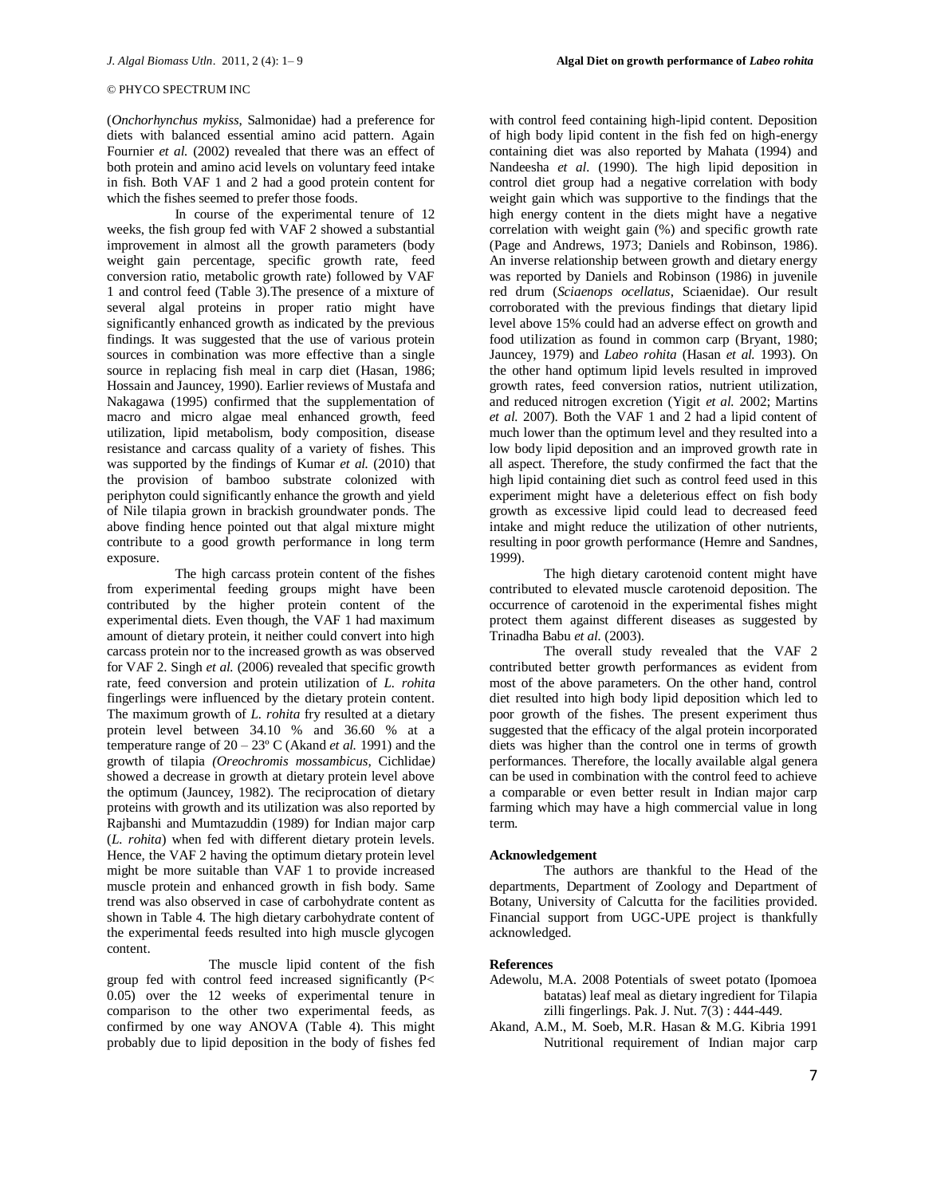(*Onchorhynchus mykiss*, Salmonidae) had a preference for diets with balanced essential amino acid pattern. Again Fournier *et al.* (2002) revealed that there was an effect of both protein and amino acid levels on voluntary feed intake in fish. Both VAF 1 and 2 had a good protein content for which the fishes seemed to prefer those foods.

In course of the experimental tenure of 12 weeks, the fish group fed with VAF 2 showed a substantial improvement in almost all the growth parameters (body weight gain percentage, specific growth rate, feed conversion ratio, metabolic growth rate) followed by VAF 1 and control feed (Table 3).The presence of a mixture of several algal proteins in proper ratio might have significantly enhanced growth as indicated by the previous findings. It was suggested that the use of various protein sources in combination was more effective than a single source in replacing fish meal in carp diet (Hasan, 1986; Hossain and Jauncey, 1990). Earlier reviews of Mustafa and Nakagawa (1995) confirmed that the supplementation of macro and micro algae meal enhanced growth, feed utilization, lipid metabolism, body composition, disease resistance and carcass quality of a variety of fishes. This was supported by the findings of Kumar *et al.* (2010) that the provision of bamboo substrate colonized with periphyton could significantly enhance the growth and yield of Nile tilapia grown in brackish groundwater ponds. The above finding hence pointed out that algal mixture might contribute to a good growth performance in long term exposure.

The high carcass protein content of the fishes from experimental feeding groups might have been contributed by the higher protein content of the experimental diets. Even though, the VAF 1 had maximum amount of dietary protein, it neither could convert into high carcass protein nor to the increased growth as was observed for VAF 2. Singh *et al.* (2006) revealed that specific growth rate, feed conversion and protein utilization of *L. rohita* fingerlings were influenced by the dietary protein content. The maximum growth of *L. rohita* fry resulted at a dietary protein level between 34.10 % and 36.60 % at a temperature range of 20 – 23º C (Akand *et al.* 1991) and the growth of tilapia *(Oreochromis mossambicus*, Cichlidae*)* showed a decrease in growth at dietary protein level above the optimum (Jauncey, 1982). The reciprocation of dietary proteins with growth and its utilization was also reported by Rajbanshi and Mumtazuddin (1989) for Indian major carp (*L. rohita*) when fed with different dietary protein levels. Hence, the VAF 2 having the optimum dietary protein level might be more suitable than VAF 1 to provide increased muscle protein and enhanced growth in fish body. Same trend was also observed in case of carbohydrate content as shown in Table 4. The high dietary carbohydrate content of the experimental feeds resulted into high muscle glycogen content.

The muscle lipid content of the fish group fed with control feed increased significantly ($P < 0.05$) over the 12 weeks of experimental tenure in comparison to the other two experimental feeds, as confirmed by one way ANOVA (Table 4). This might probably due to lipid deposition in the body of fishes fed with control feed containing high-lipid content. Deposition of high body lipid content in the fish fed on high-energy containing diet was also reported by Mahata (1994) and Nandeesha *et al.* (1990). The high lipid deposition in control diet group had a negative correlation with body weight gain which was supportive to the findings that the high energy content in the diets might have a negative correlation with weight gain (%) and specific growth rate (Page and Andrews, 1973; Daniels and Robinson, 1986). An inverse relationship between growth and dietary energy was reported by Daniels and Robinson (1986) in juvenile red drum (*Sciaenops ocellatus*, Sciaenidae). Our result corroborated with the previous findings that dietary lipid level above 15% could had an adverse effect on growth and food utilization as found in common carp (Bryant, 1980; Jauncey, 1979) and *Labeo rohita* (Hasan *et al.* 1993). On the other hand optimum lipid levels resulted in improved growth rates, feed conversion ratios, nutrient utilization, and reduced nitrogen excretion (Yigit *et al.* 2002; Martins *et al.* 2007). Both the VAF 1 and 2 had a lipid content of much lower than the optimum level and they resulted into a low body lipid deposition and an improved growth rate in all aspect. Therefore, the study confirmed the fact that the high lipid containing diet such as control feed used in this experiment might have a deleterious effect on fish body growth as excessive lipid could lead to decreased feed intake and might reduce the utilization of other nutrients, resulting in poor growth performance (Hemre and Sandnes, 1999).

The high dietary carotenoid content might have contributed to elevated muscle carotenoid deposition. The occurrence of carotenoid in the experimental fishes might protect them against different diseases as suggested by Trinadha Babu *et al.* (2003).

The overall study revealed that the VAF 2 contributed better growth performances as evident from most of the above parameters. On the other hand, control diet resulted into high body lipid deposition which led to poor growth of the fishes. The present experiment thus suggested that the efficacy of the algal protein incorporated diets was higher than the control one in terms of growth performances. Therefore, the locally available algal genera can be used in combination with the control feed to achieve a comparable or even better result in Indian major carp farming which may have a high commercial value in long term.

**Acknowledgement**

The authors are thankful to the Head of the departments, Department of Zoology and Department of Botany, University of Calcutta for the facilities provided. Financial support from UGC-UPE project is thankfully acknowledged.

**References**

Adewolu, M.A. 2008 Potentials of sweet potato (Ipomoea batatas) leaf meal as dietary ingredient for Tilapia zilli fingerlings. Pak. J. Nut. 7(3) : 444-449.

Akand, A.M., M. Soeb, M.R. Hasan & M.G. Kibria 1991 Nutritional requirement of Indian major carp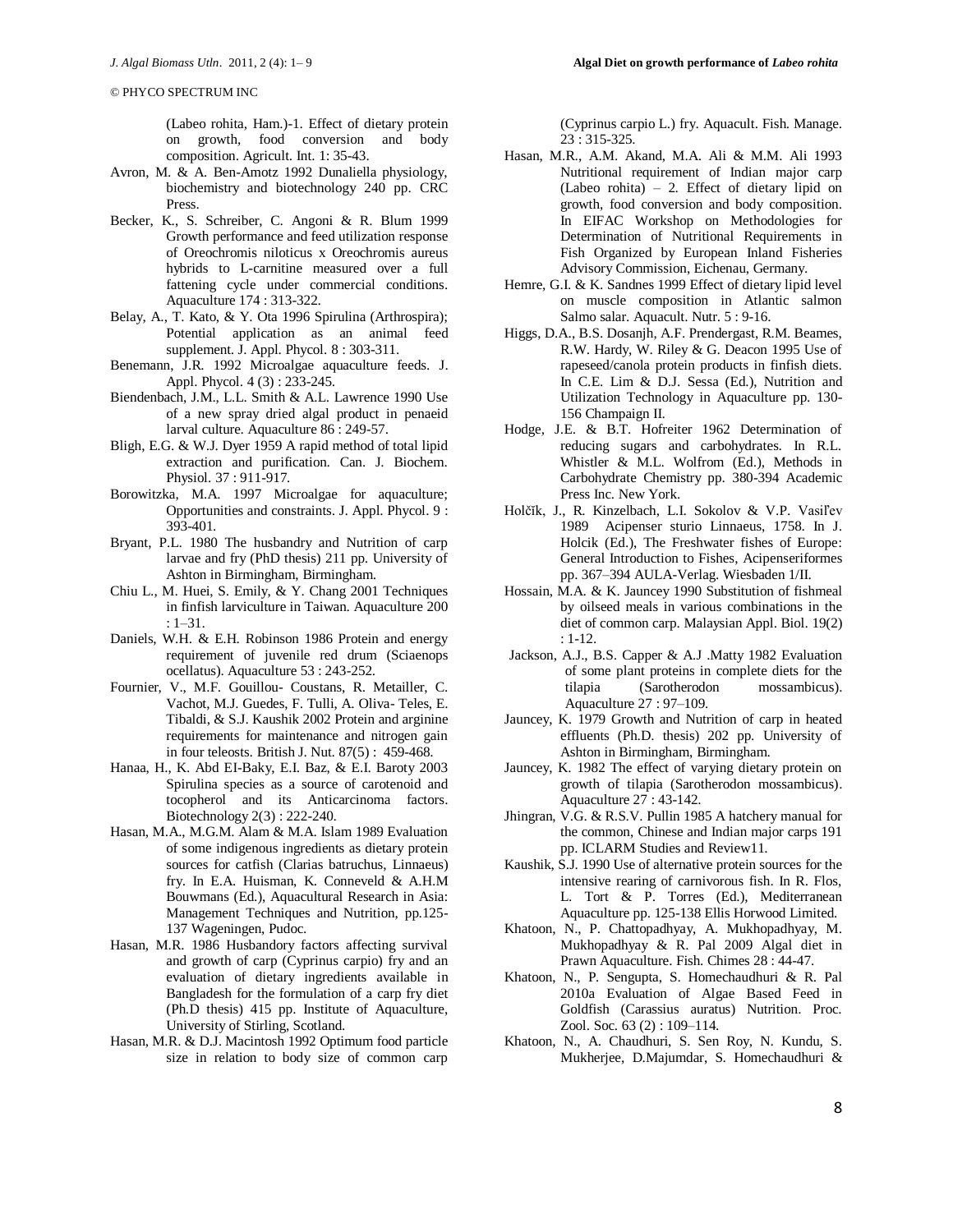(Labeo rohita, Ham.)-1. Effect of dietary protein on growth, food conversion and body composition. Agricult. Int. 1: 35-43.

Avron, M. & A. Ben-Amotz 1992 Dunaliella physiology, biochemistry and biotechnology 240 pp. CRC Press.

Becker, K., S. Schreiber, C. Angoni & R. Blum 1999 Growth performance and feed utilization response of Oreochromis niloticus x Oreochromis aureus hybrids to L-carnitine measured over a full fattening cycle under commercial conditions. Aquaculture 174 : 313-322.

Belay, A., T. Kato, & Y. Ota 1996 Spirulina (Arthrospira); Potential application as an animal feed supplement. J. Appl. Phycol. 8 : 303-311.

Benemann, J.R. 1992 Microalgae aquaculture feeds. J. Appl. Phycol. 4 (3) : 233-245.

Biendenbach, J.M., L.L. Smith & A.L. Lawrence 1990 Use of a new spray dried algal product in penaeid larval culture. Aquaculture 86 : 249-57.

Bligh, E.G. & W.J. Dyer 1959 A rapid method of total lipid extraction and purification. Can. J. Biochem. Physiol. 37 : 911-917.

Borowitzka, M.A. 1997 Microalgae for aquaculture; Opportunities and constraints. J. Appl. Phycol. 9 : 393-401.

Bryant, P.L. 1980 The husbandry and Nutrition of carp larvae and fry (PhD thesis) 211 pp. University of Ashton in Birmingham, Birmingham.

Chiu L., M. Huei, S. Emily, & Y. Chang 2001 Techniques in finfish larviculture in Taiwan. Aquaculture 200 : 1–31.

Daniels, W.H. & E.H. Robinson 1986 Protein and energy requirement of juvenile red drum (Sciaenops ocellatus). Aquaculture 53 : 243-252.

Fournier, V., M.F. Gouillou- Coustans, R. Metailler, C. Vachot, M.J. Guedes, F. Tulli, A. Oliva- Teles, E. Tibaldi, & S.J. Kaushik 2002 Protein and arginine requirements for maintenance and nitrogen gain in four teleosts. British J. Nut. 87(5) : 459-468.

Hanaa, H., K. Abd El-Baky, E.I. Baz, & E.I. Baroty 2003 Spirulina species as a source of carotenoid and tocopherol and its Anticarcinoma factors. Biotechnology 2(3) : 222-240.

Hasan, M.A., M.G.M. Alam & M.A. Islam 1989 Evaluation of some indigenous ingredients as dietary protein sources for catfish (Clarias batruchus, Linnaeus) fry. In E.A. Huisman, K. Conneveld & A.H.M Bouwmans (Ed.), Aquacultural Research in Asia: Management Techniques and Nutrition, pp.125-137 Wageningen, Pudoc.

Hasan, M.R. 1986 Husbandory factors affecting survival and growth of carp (Cyprinus carpio) fry and an evaluation of dietary ingredients available in Bangladesh for the formulation of a carp fry diet (Ph.D thesis) 415 pp. Institute of Aquaculture, University of Stirling, Scotland.

Hasan, M.R. & D.J. Macintosh 1992 Optimum food particle size in relation to body size of common carp (Cyprinus carpio L.) fry. Aquacult. Fish. Manage. 23 : 315-325.

Hasan, M.R., A.M. Akand, M.A. Ali & M.M. Ali 1993 Nutritional requirement of Indian major carp (Labeo rohita) – 2. Effect of dietary lipid on growth, food conversion and body composition. In EIFAC Workshop on Methodologies for Determination of Nutritional Requirements in Fish Organized by European Inland Fisheries Advisory Commission, Eichenau, Germany.

Hemre, G.I. & K. Sandnes 1999 Effect of dietary lipid level on muscle composition in Atlantic salmon Salmo salar. Aquacult. Nutr. 5 : 9-16.

Higgs, D.A., B.S. Dosanjh, A.F. Prendergast, R.M. Beames, R.W. Hardy, W. Riley & G. Deacon 1995 Use of rapeseed/canola protein products in finfish diets. In C.E. Lim & D.J. Sessa (Ed.), Nutrition and Utilization Technology in Aquaculture pp. 130-156 Champaign II.

Hodge, J.E. & B.T. Hofreiter 1962 Determination of reducing sugars and carbohydrates. In R.L. Whistler & M.L. Wolfrom (Ed.), Methods in Carbohydrate Chemistry pp. 380-394 Academic Press Inc. New York.

Holčĭk, J., R. Kinzelbach, L.I. Sokolov & V.P. Vasil'ev 1989 Acipenser sturio Linnaeus, 1758. In J. Holcik (Ed.), The Freshwater fishes of Europe: General Introduction to Fishes, Acipenseriformes pp. 367–394 AULA-Verlag. Wiesbaden 1/II.

Hossain, M.A. & K. Jauncey 1990 Substitution of fishmeal by oilseed meals in various combinations in the diet of common carp. Malaysian Appl. Biol. 19(2) : 1-12.

Jackson, A.J., B.S. Capper & A.J .Matty 1982 Evaluation of some plant proteins in complete diets for the tilapia (Sarotherodon mossambicus). Aquaculture 27 : 97–109.

Jauncey, K. 1979 Growth and Nutrition of carp in heated effluents (Ph.D. thesis) 202 pp. University of Ashton in Birmingham, Birmingham.

Jauncey, K. 1982 The effect of varying dietary protein on growth of tilapia (Sarotherodon mossambicus). Aquaculture 27 : 43-142.

Jhingran, V.G. & R.S.V. Pullin 1985 A hatchery manual for the common, Chinese and Indian major carps 191 pp. ICLARM Studies and Review11.

Kaushik, S.J. 1990 Use of alternative protein sources for the intensive rearing of carnivorous fish. In R. Flos, L. Tort & P. Torres (Ed.), Mediterranean Aquaculture pp. 125-138 Ellis Horwood Limited.

Khatoon, N., P. Chattopadhyay, A. Mukhopadhyay, M. Mukhopadhyay & R. Pal 2009 Algal diet in Prawn Aquaculture. Fish. Chimes 28 : 44-47.

Khatoon, N., P. Sengupta, S. Homechaudhuri & R. Pal 2010a Evaluation of Algae Based Feed in Goldfish (Carassius auratus) Nutrition. Proc. Zool. Soc. 63 (2) : 109–114.

Khatoon, N., A. Chaudhuri, S. Sen Roy, N. Kundu, S. Mukherjee, D.Majumdar, S. Homechaudhuri &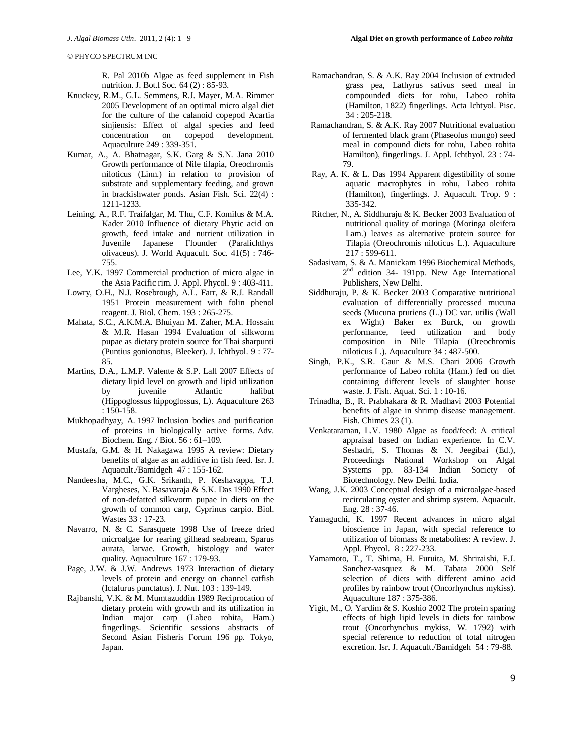R. Pal 2010b Algae as feed supplement in Fish nutrition. J. Bot.l Soc. 64 (2) : 85-93.

Knuckey, R.M., G.L. Semmens, R.J. Mayer, M.A. Rimmer 2005 Development of an optimal micro algal diet for the culture of the calanoid copepod Acartia sinjiensis: Effect of algal species and feed concentration on copepod development. Aquaculture 249 : 339-351.

Kumar, A., A. Bhatnagar, S.K. Garg & S.N. Jana 2010 Growth performance of Nile tilapia, Oreochromis niloticus (Linn.) in relation to provision of substrate and supplementary feeding, and grown in brackishwater ponds. Asian Fish. Sci. 22(4) : 1211-1233.

Leining, A., R.F. Traifalgar, M. Thu, C.F. Komilus & M.A. Kader 2010 Influence of dietary Phytic acid on growth, feed intake and nutrient utilization in Juvenile Japanese Flounder (Paralichthys olivaceus). J. World Aquacult. Soc. 41(5) : 746-755.

Lee, Y.K. 1997 Commercial production of micro algae in the Asia Pacific rim. J. Appl. Phycol. 9 : 403-411.

Lowry, O.H., N.J. Rosebrough, A.L. Farr, & R.J. Randall 1951 Protein measurement with folin phenol reagent. J. Biol. Chem. 193 : 265-275.

Mahata, S.C., A.K.M.A. Bhuiyan M. Zaher, M.A. Hossain & M.R. Hasan 1994 Evaluation of silkworm pupae as dietary protein source for Thai sharpunti (Puntius gonionotus, Bleeker). J. Ichthyol. 9 : 77-85.

Martins, D.A., L.M.P. Valente & S.P. Lall 2007 Effects of dietary lipid level on growth and lipid utilization by juvenile Atlantic halibut (Hippoglossus hippoglossus, L). Aquaculture 263 : 150-158.

Mukhopadhyay, A. 1997 Inclusion bodies and purification of proteins in biologically active forms. Adv. Biochem. Eng. / Biot. 56 : 61–109.

Mustafa, G.M. & H. Nakagawa 1995 A review: Dietary benefits of algae as an additive in fish feed. Isr. J. Aquacult./Bamidgeh 47 : 155-162.

Nandeesha, M.C., G.K. Srikanth, P. Keshavappa, T.J. Vargheses, N. Basavaraja & S.K. Das 1990 Effect of non-defatted silkworm pupae in diets on the growth of common carp, Cyprinus carpio. Biol. Wastes 33 : 17-23.

Navarro, N. & C. Sarasquete 1998 Use of freeze dried microalgae for rearing gilhead seabream, Sparus aurata, larvae. Growth, histology and water quality. Aquaculture 167 : 179-93.

Page, J.W. & J.W. Andrews 1973 Interaction of dietary levels of protein and energy on channel catfish (Ictalurus punctatus). J. Nut. 103 : 139-149.

Rajbanshi, V.K. & M. Mumtazuddin 1989 Reciprocation of dietary protein with growth and its utilization in Indian major carp (Labeo rohita, Ham.) fingerlings. Scientific sessions abstracts of Second Asian Fisheris Forum 196 pp. Tokyo, Japan.

Ramachandran, S. & A.K. Ray 2004 Inclusion of extruded grass pea, Lathyrus sativus seed meal in compounded diets for rohu, Labeo rohita (Hamilton, 1822) fingerlings. Acta Ichtyol. Pisc. 34 : 205-218.

Ramachandran, S. & A.K. Ray 2007 Nutritional evaluation of fermented black gram (Phaseolus mungo) seed meal in compound diets for rohu, Labeo rohita Hamilton), fingerlings. J. Appl. Ichthyol. 23 : 74-79.

Ray, A. K. & L. Das 1994 Apparent digestibility of some aquatic macrophytes in rohu, Labeo rohita (Hamilton), fingerlings. J. Aquacult. Trop. 9 : 335-342.

Ritcher, N., A. Siddhuraju & K. Becker 2003 Evaluation of nutritional quality of moringa (Moringa oleifera Lam.) leaves as alternative protein source for Tilapia (Oreochromis niloticus L.). Aquaculture 217 : 599-611.

Sadasivam, S. & A. Manickam 1996 Biochemical Methods, 2nd edition 34- 191pp. New Age International Publishers, New Delhi.

Siddhuraju, P. & K. Becker 2003 Comparative nutritional evaluation of differentially processed mucuna seeds (Mucuna pruriens (L.) DC var. utilis (Wall ex Wight) Baker ex Burck, on growth performance, feed utilization and body composition in Nile Tilapia (Oreochromis niloticus L.). Aquaculture 34 : 487-500.

Singh, P.K., S.R. Gaur & M.S. Chari 2006 Growth performance of Labeo rohita (Ham.) fed on diet containing different levels of slaughter house waste. J. Fish. Aquat. Sci. 1 : 10-16.

Trinadha, B., R. Prabhakara & R. Madhavi 2003 Potential benefits of algae in shrimp disease management. Fish. Chimes 23 (1).

Venkataraman, L.V. 1980 Algae as food/feed: A critical appraisal based on Indian experience. In C.V. Seshadri, S. Thomas & N. Jeegibai (Ed.), Proceedings National Workshop on Algal Systems pp. 83-134 Indian Society of Biotechnology. New Delhi. India.

Wang, J.K. 2003 Conceptual design of a microalgae-based recirculating oyster and shrimp system. Aquacult. Eng. 28 : 37-46.

Yamaguchi, K. 1997 Recent advances in micro algal bioscience in Japan, with special reference to utilization of biomass & metabolites: A review. J. Appl. Phycol. 8 : 227-233.

Yamamoto, T., T. Shima, H. Furuita, M. Shriraishi, F.J. Sanchez-vasquez & M. Tabata 2000 Self selection of diets with different amino acid profiles by rainbow trout (Oncorhynchus mykiss). Aquaculture 187 : 375-386.

Yigit, M., O. Yardim & S. Koshio 2002 The protein sparing effects of high lipid levels in diets for rainbow trout (Oncorhynchus mykiss, W. 1792) with special reference to reduction of total nitrogen excretion. Isr. J. Aquacult./Bamidgeh 54 : 79-88.